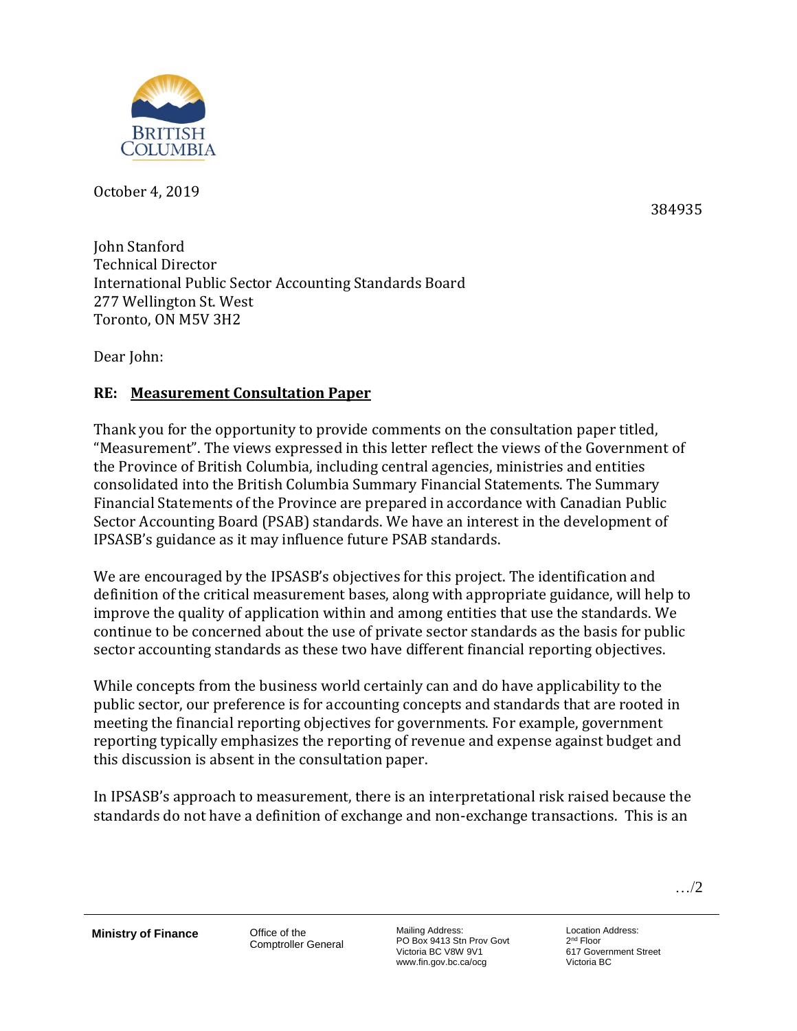October 4, 2019

384935

John Stanford
Technical Director
International Public Sector Accounting Standards Board
277 Wellington St. West
Toronto, ON M5V 3H2

Dear John:

**RE: Measurement Consultation Paper**

Thank you for the opportunity to provide comments on the consultation paper titled, "Measurement". The views expressed in this letter reflect the views of the Government of the Province of British Columbia, including central agencies, ministries and entities consolidated into the British Columbia Summary Financial Statements. The Summary Financial Statements of the Province are prepared in accordance with Canadian Public Sector Accounting Board (PSAB) standards. We have an interest in the development of IPSASB's guidance as it may influence future PSAB standards.

We are encouraged by the IPSASB's objectives for this project. The identification and definition of the critical measurement bases, along with appropriate guidance, will help to improve the quality of application within and among entities that use the standards. We continue to be concerned about the use of private sector standards as the basis for public sector accounting standards as these two have different financial reporting objectives.

While concepts from the business world certainly can and do have applicability to the public sector, our preference is for accounting concepts and standards that are rooted in meeting the financial reporting objectives for governments. For example, government reporting typically emphasizes the reporting of revenue and expense against budget and this discussion is absent in the consultation paper.

In IPSASB's approach to measurement, there is an interpretational risk raised because the standards do not have a definition of exchange and non-exchange transactions. This is an

…/2

**Ministry of Finance** | Office of the Comptroller General | Mailing Address: PO Box 9413 Stn Prov Govt Victoria BC V8W 9V1 www.fin.gov.bc.ca/ocg | Location Address: 2nd Floor 617 Government Street Victoria BC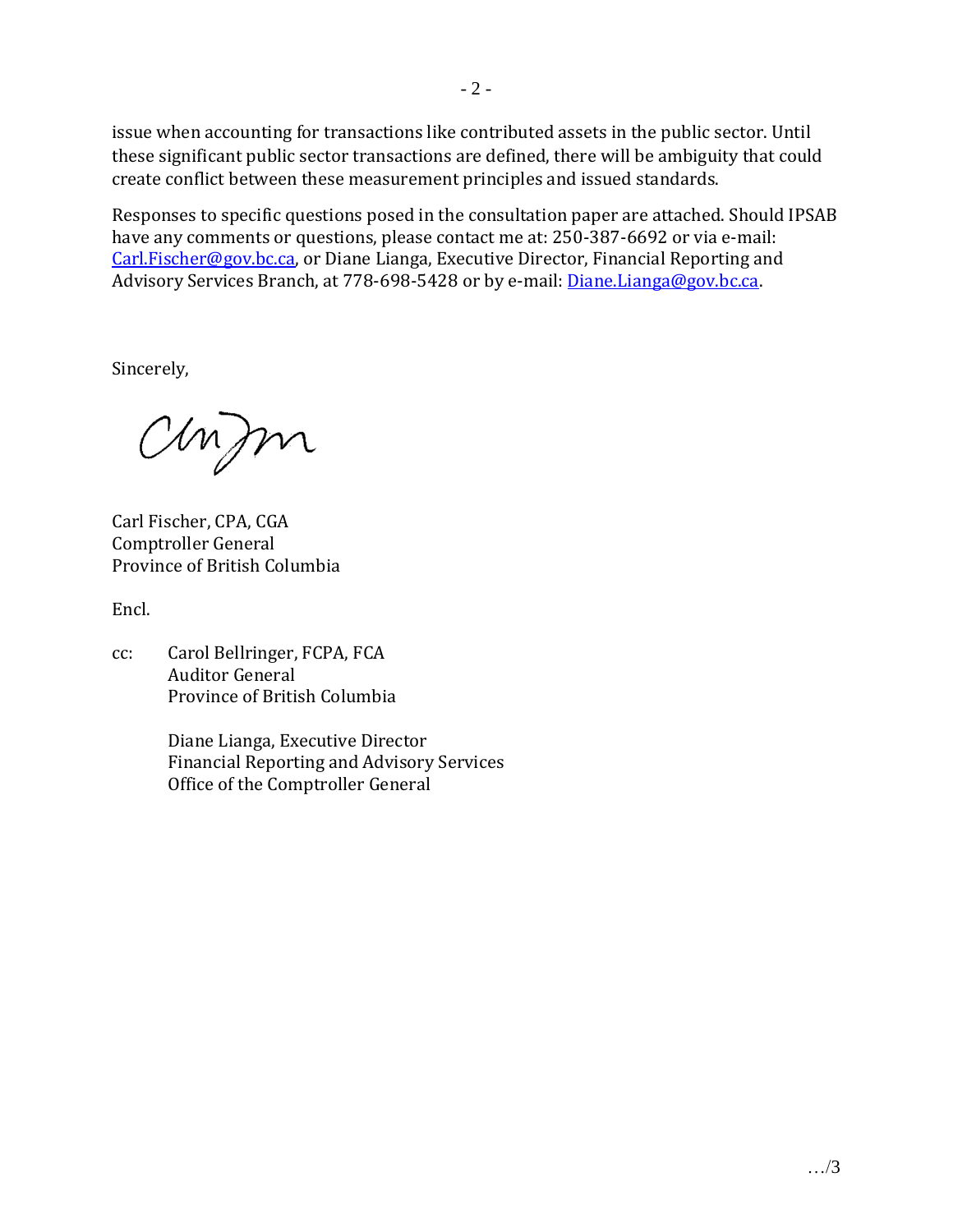issue when accounting for transactions like contributed assets in the public sector. Until these significant public sector transactions are defined, there will be ambiguity that could create conflict between these measurement principles and issued standards.

Responses to specific questions posed in the consultation paper are attached. Should IPSAB have any comments or questions, please contact me at: 250-387-6692 or via e-mail: Carl.Fischer@gov.bc.ca, or Diane Lianga, Executive Director, Financial Reporting and Advisory Services Branch, at 778-698-5428 or by e-mail: Diane.Lianga@gov.bc.ca.

Sincerely,

Carl Fischer, CPA, CGA
Comptroller General
Province of British Columbia

Encl.

cc: Carol Bellringer, FCPA, FCA
Auditor General
Province of British Columbia

Diane Lianga, Executive Director
Financial Reporting and Advisory Services
Office of the Comptroller General

…/3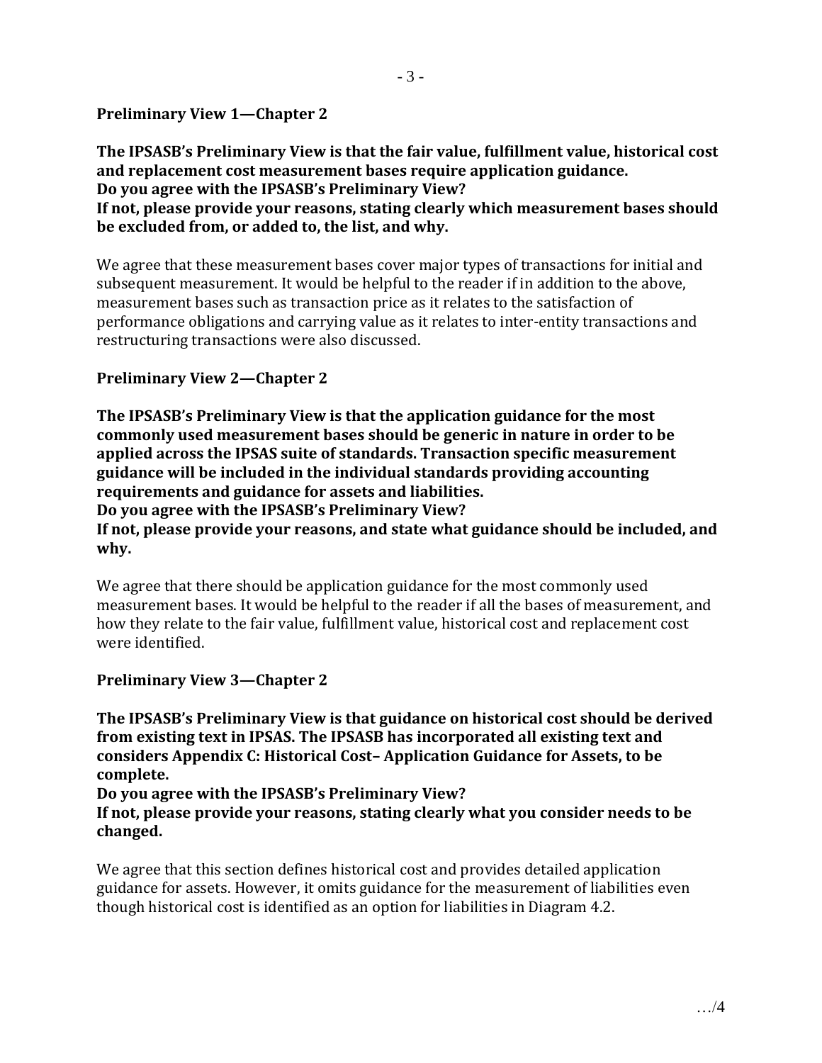**Preliminary View 1—Chapter 2**

**The IPSASB's Preliminary View is that the fair value, fulfillment value, historical cost and replacement cost measurement bases require application guidance.**
**Do you agree with the IPSASB's Preliminary View?**
**If not, please provide your reasons, stating clearly which measurement bases should be excluded from, or added to, the list, and why.**

We agree that these measurement bases cover major types of transactions for initial and subsequent measurement. It would be helpful to the reader if in addition to the above, measurement bases such as transaction price as it relates to the satisfaction of performance obligations and carrying value as it relates to inter-entity transactions and restructuring transactions were also discussed.

**Preliminary View 2—Chapter 2**

**The IPSASB's Preliminary View is that the application guidance for the most commonly used measurement bases should be generic in nature in order to be applied across the IPSAS suite of standards. Transaction specific measurement guidance will be included in the individual standards providing accounting requirements and guidance for assets and liabilities.**
**Do you agree with the IPSASB's Preliminary View?**
**If not, please provide your reasons, and state what guidance should be included, and why.**

We agree that there should be application guidance for the most commonly used measurement bases. It would be helpful to the reader if all the bases of measurement, and how they relate to the fair value, fulfillment value, historical cost and replacement cost were identified.

**Preliminary View 3—Chapter 2**

**The IPSASB's Preliminary View is that guidance on historical cost should be derived from existing text in IPSAS. The IPSASB has incorporated all existing text and considers Appendix C: Historical Cost– Application Guidance for Assets, to be complete.**
**Do you agree with the IPSASB's Preliminary View?**
**If not, please provide your reasons, stating clearly what you consider needs to be changed.**

We agree that this section defines historical cost and provides detailed application guidance for assets. However, it omits guidance for the measurement of liabilities even though historical cost is identified as an option for liabilities in Diagram 4.2.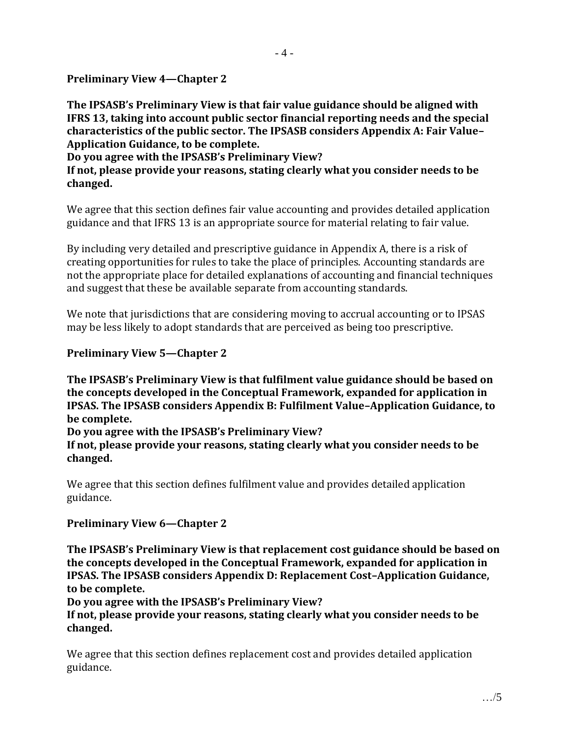**Preliminary View 4—Chapter 2**

**The IPSASB's Preliminary View is that fair value guidance should be aligned with IFRS 13, taking into account public sector financial reporting needs and the special characteristics of the public sector. The IPSASB considers Appendix A: Fair Value–Application Guidance, to be complete.**
**Do you agree with the IPSASB's Preliminary View?**
**If not, please provide your reasons, stating clearly what you consider needs to be changed.**

We agree that this section defines fair value accounting and provides detailed application guidance and that IFRS 13 is an appropriate source for material relating to fair value.

By including very detailed and prescriptive guidance in Appendix A, there is a risk of creating opportunities for rules to take the place of principles. Accounting standards are not the appropriate place for detailed explanations of accounting and financial techniques and suggest that these be available separate from accounting standards.

We note that jurisdictions that are considering moving to accrual accounting or to IPSAS may be less likely to adopt standards that are perceived as being too prescriptive.

**Preliminary View 5—Chapter 2**

**The IPSASB's Preliminary View is that fulfilment value guidance should be based on the concepts developed in the Conceptual Framework, expanded for application in IPSAS. The IPSASB considers Appendix B: Fulfilment Value–Application Guidance, to be complete.**
**Do you agree with the IPSASB's Preliminary View?**
**If not, please provide your reasons, stating clearly what you consider needs to be changed.**

We agree that this section defines fulfilment value and provides detailed application guidance.

**Preliminary View 6—Chapter 2**

**The IPSASB's Preliminary View is that replacement cost guidance should be based on the concepts developed in the Conceptual Framework, expanded for application in IPSAS. The IPSASB considers Appendix D: Replacement Cost–Application Guidance, to be complete.**
**Do you agree with the IPSASB's Preliminary View?**
**If not, please provide your reasons, stating clearly what you consider needs to be changed.**

We agree that this section defines replacement cost and provides detailed application guidance.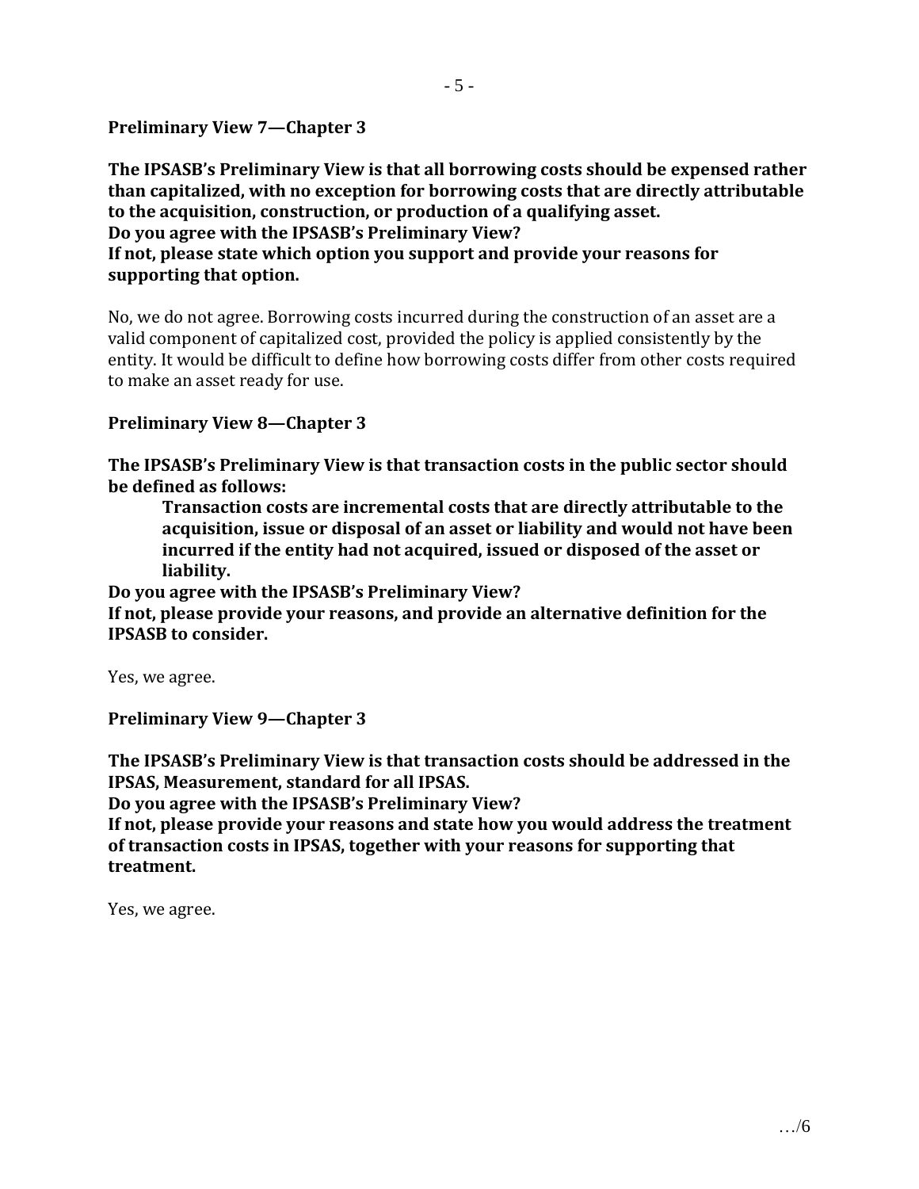**Preliminary View 7—Chapter 3**

**The IPSASB's Preliminary View is that all borrowing costs should be expensed rather than capitalized, with no exception for borrowing costs that are directly attributable to the acquisition, construction, or production of a qualifying asset.**
**Do you agree with the IPSASB's Preliminary View?**
**If not, please state which option you support and provide your reasons for supporting that option.**

No, we do not agree. Borrowing costs incurred during the construction of an asset are a valid component of capitalized cost, provided the policy is applied consistently by the entity. It would be difficult to define how borrowing costs differ from other costs required to make an asset ready for use.

**Preliminary View 8—Chapter 3**

**The IPSASB's Preliminary View is that transaction costs in the public sector should be defined as follows:**

> **Transaction costs are incremental costs that are directly attributable to the acquisition, issue or disposal of an asset or liability and would not have been incurred if the entity had not acquired, issued or disposed of the asset or liability.**

**Do you agree with the IPSASB's Preliminary View?**
**If not, please provide your reasons, and provide an alternative definition for the IPSASB to consider.**

Yes, we agree.

**Preliminary View 9—Chapter 3**

**The IPSASB's Preliminary View is that transaction costs should be addressed in the IPSAS, Measurement, standard for all IPSAS.**
**Do you agree with the IPSASB's Preliminary View?**
**If not, please provide your reasons and state how you would address the treatment of transaction costs in IPSAS, together with your reasons for supporting that treatment.**

Yes, we agree.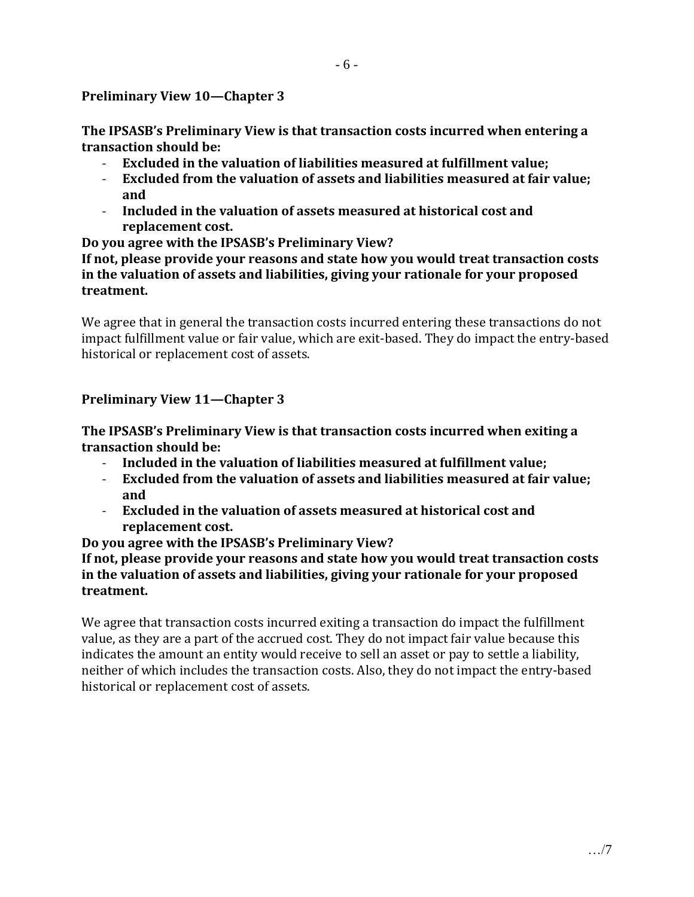**Preliminary View 10—Chapter 3**

**The IPSASB's Preliminary View is that transaction costs incurred when entering a transaction should be:**

- **Excluded in the valuation of liabilities measured at fulfillment value;**
- **Excluded from the valuation of assets and liabilities measured at fair value; and**
- **Included in the valuation of assets measured at historical cost and replacement cost.**

**Do you agree with the IPSASB's Preliminary View?**

**If not, please provide your reasons and state how you would treat transaction costs in the valuation of assets and liabilities, giving your rationale for your proposed treatment.**

We agree that in general the transaction costs incurred entering these transactions do not impact fulfillment value or fair value, which are exit-based. They do impact the entry-based historical or replacement cost of assets.

**Preliminary View 11—Chapter 3**

**The IPSASB's Preliminary View is that transaction costs incurred when exiting a transaction should be:**

- **Included in the valuation of liabilities measured at fulfillment value;**
- **Excluded from the valuation of assets and liabilities measured at fair value; and**
- **Excluded in the valuation of assets measured at historical cost and replacement cost.**

**Do you agree with the IPSASB's Preliminary View?**

**If not, please provide your reasons and state how you would treat transaction costs in the valuation of assets and liabilities, giving your rationale for your proposed treatment.**

We agree that transaction costs incurred exiting a transaction do impact the fulfillment value, as they are a part of the accrued cost. They do not impact fair value because this indicates the amount an entity would receive to sell an asset or pay to settle a liability, neither of which includes the transaction costs. Also, they do not impact the entry-based historical or replacement cost of assets.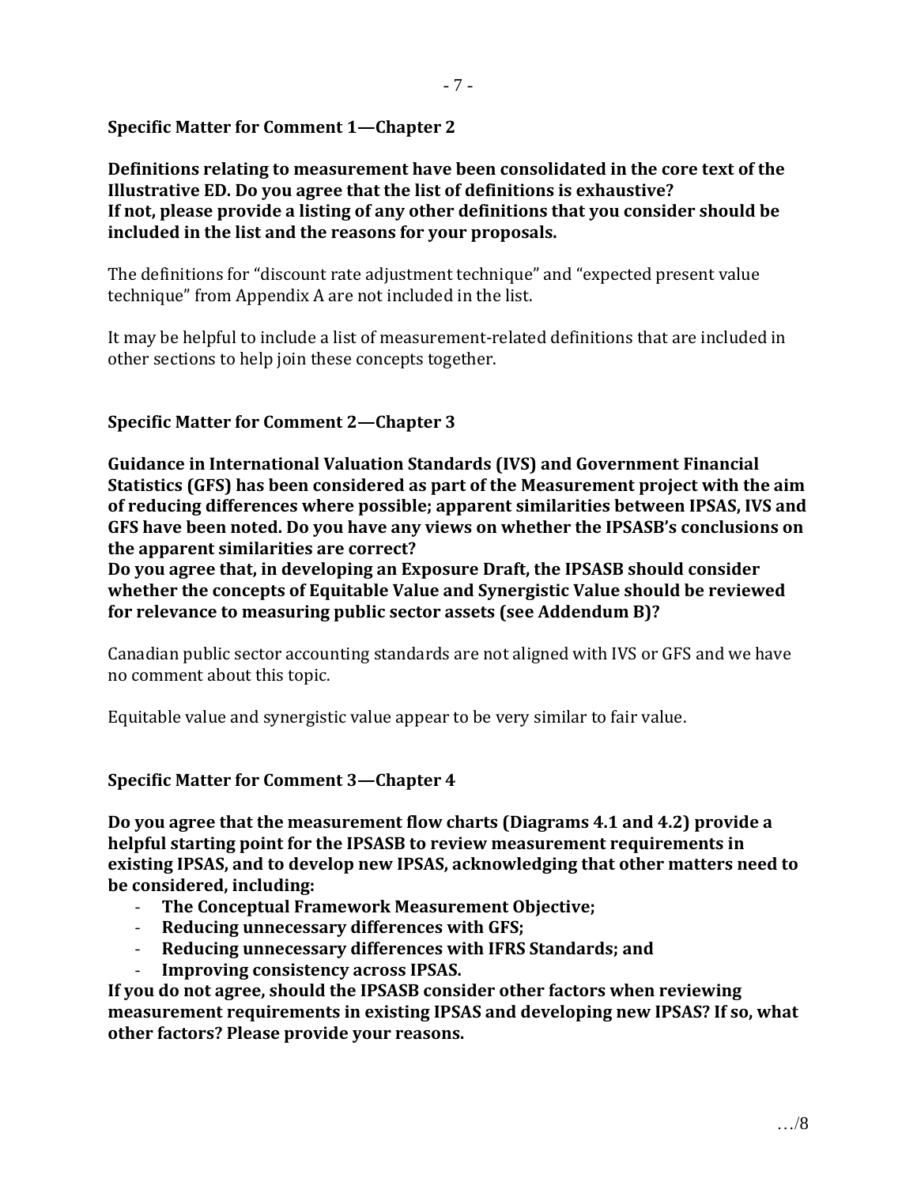**Specific Matter for Comment 1—Chapter 2**

**Definitions relating to measurement have been consolidated in the core text of the Illustrative ED. Do you agree that the list of definitions is exhaustive? If not, please provide a listing of any other definitions that you consider should be included in the list and the reasons for your proposals.**

The definitions for "discount rate adjustment technique" and "expected present value technique" from Appendix A are not included in the list.

It may be helpful to include a list of measurement-related definitions that are included in other sections to help join these concepts together.

**Specific Matter for Comment 2—Chapter 3**

**Guidance in International Valuation Standards (IVS) and Government Financial Statistics (GFS) has been considered as part of the Measurement project with the aim of reducing differences where possible; apparent similarities between IPSAS, IVS and GFS have been noted. Do you have any views on whether the IPSASB's conclusions on the apparent similarities are correct?**
**Do you agree that, in developing an Exposure Draft, the IPSASB should consider whether the concepts of Equitable Value and Synergistic Value should be reviewed for relevance to measuring public sector assets (see Addendum B)?**

Canadian public sector accounting standards are not aligned with IVS or GFS and we have no comment about this topic.

Equitable value and synergistic value appear to be very similar to fair value.

**Specific Matter for Comment 3—Chapter 4**

**Do you agree that the measurement flow charts (Diagrams 4.1 and 4.2) provide a helpful starting point for the IPSASB to review measurement requirements in existing IPSAS, and to develop new IPSAS, acknowledging that other matters need to be considered, including:**

- **The Conceptual Framework Measurement Objective;**
- **Reducing unnecessary differences with GFS;**
- **Reducing unnecessary differences with IFRS Standards; and**
- **Improving consistency across IPSAS.**

**If you do not agree, should the IPSASB consider other factors when reviewing measurement requirements in existing IPSAS and developing new IPSAS? If so, what other factors? Please provide your reasons.**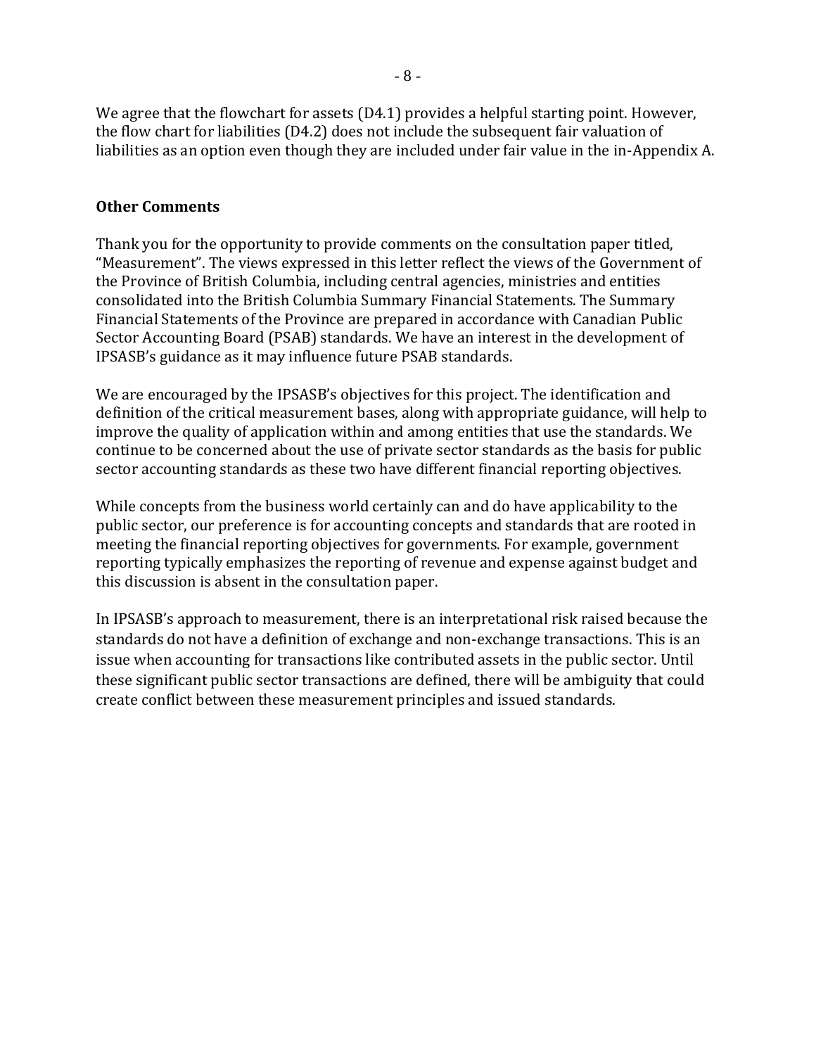We agree that the flowchart for assets (D4.1) provides a helpful starting point. However, the flow chart for liabilities (D4.2) does not include the subsequent fair valuation of liabilities as an option even though they are included under fair value in the in-Appendix A.

**Other Comments**

Thank you for the opportunity to provide comments on the consultation paper titled, "Measurement". The views expressed in this letter reflect the views of the Government of the Province of British Columbia, including central agencies, ministries and entities consolidated into the British Columbia Summary Financial Statements. The Summary Financial Statements of the Province are prepared in accordance with Canadian Public Sector Accounting Board (PSAB) standards. We have an interest in the development of IPSASB's guidance as it may influence future PSAB standards.

We are encouraged by the IPSASB's objectives for this project. The identification and definition of the critical measurement bases, along with appropriate guidance, will help to improve the quality of application within and among entities that use the standards. We continue to be concerned about the use of private sector standards as the basis for public sector accounting standards as these two have different financial reporting objectives.

While concepts from the business world certainly can and do have applicability to the public sector, our preference is for accounting concepts and standards that are rooted in meeting the financial reporting objectives for governments. For example, government reporting typically emphasizes the reporting of revenue and expense against budget and this discussion is absent in the consultation paper.

In IPSASB's approach to measurement, there is an interpretational risk raised because the standards do not have a definition of exchange and non-exchange transactions. This is an issue when accounting for transactions like contributed assets in the public sector. Until these significant public sector transactions are defined, there will be ambiguity that could create conflict between these measurement principles and issued standards.